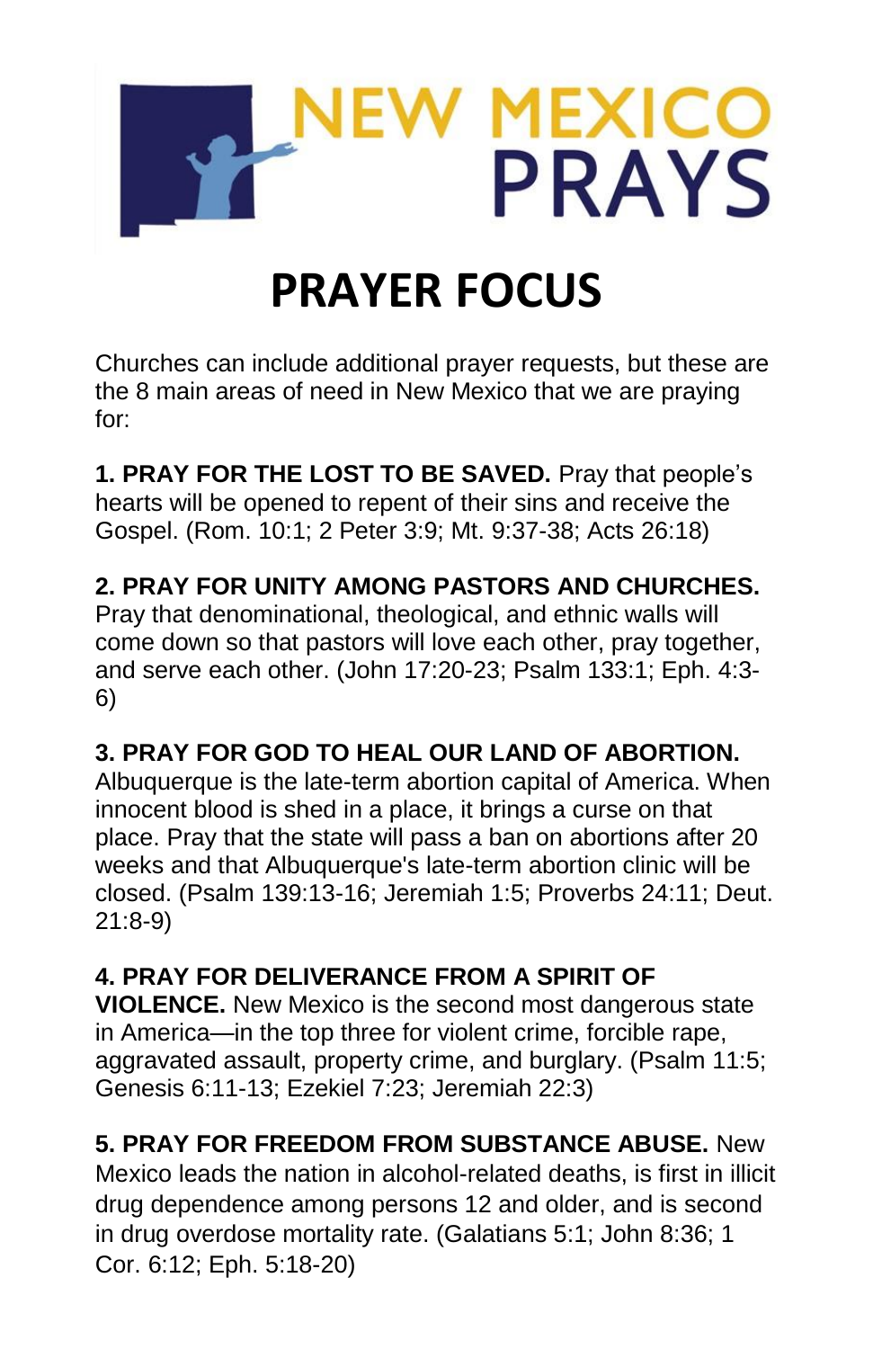# NEW MEXICO PRAYS

## PRAYER FOCUS

Churches can include additional prayer requests, but these are the 8 main areas of need in New Mexico that we are praying for:

**1. PRAY FOR THE LOST TO BE SAVED.** Pray that people's hearts will be opened to repent of their sins and receive the Gospel. (Rom. 10:1; 2 Peter 3:9; Mt. 9:37-38; Acts 26:18)

**2. PRAY FOR UNITY AMONG PASTORS AND CHURCHES.** Pray that denominational, theological, and ethnic walls will come down so that pastors will love each other, pray together, and serve each other. (John 17:20-23; Psalm 133:1; Eph. 4:3-6)

**3. PRAY FOR GOD TO HEAL OUR LAND OF ABORTION.** Albuquerque is the late-term abortion capital of America. When innocent blood is shed in a place, it brings a curse on that place. Pray that the state will pass a ban on abortions after 20 weeks and that Albuquerque's late-term abortion clinic will be closed. (Psalm 139:13-16; Jeremiah 1:5; Proverbs 24:11; Deut. 21:8-9)

**4. PRAY FOR DELIVERANCE FROM A SPIRIT OF VIOLENCE.** New Mexico is the second most dangerous state in America—in the top three for violent crime, forcible rape, aggravated assault, property crime, and burglary. (Psalm 11:5; Genesis 6:11-13; Ezekiel 7:23; Jeremiah 22:3)

**5. PRAY FOR FREEDOM FROM SUBSTANCE ABUSE.** New Mexico leads the nation in alcohol-related deaths, is first in illicit drug dependence among persons 12 and older, and is second in drug overdose mortality rate. (Galatians 5:1; John 8:36; 1 Cor. 6:12; Eph. 5:18-20)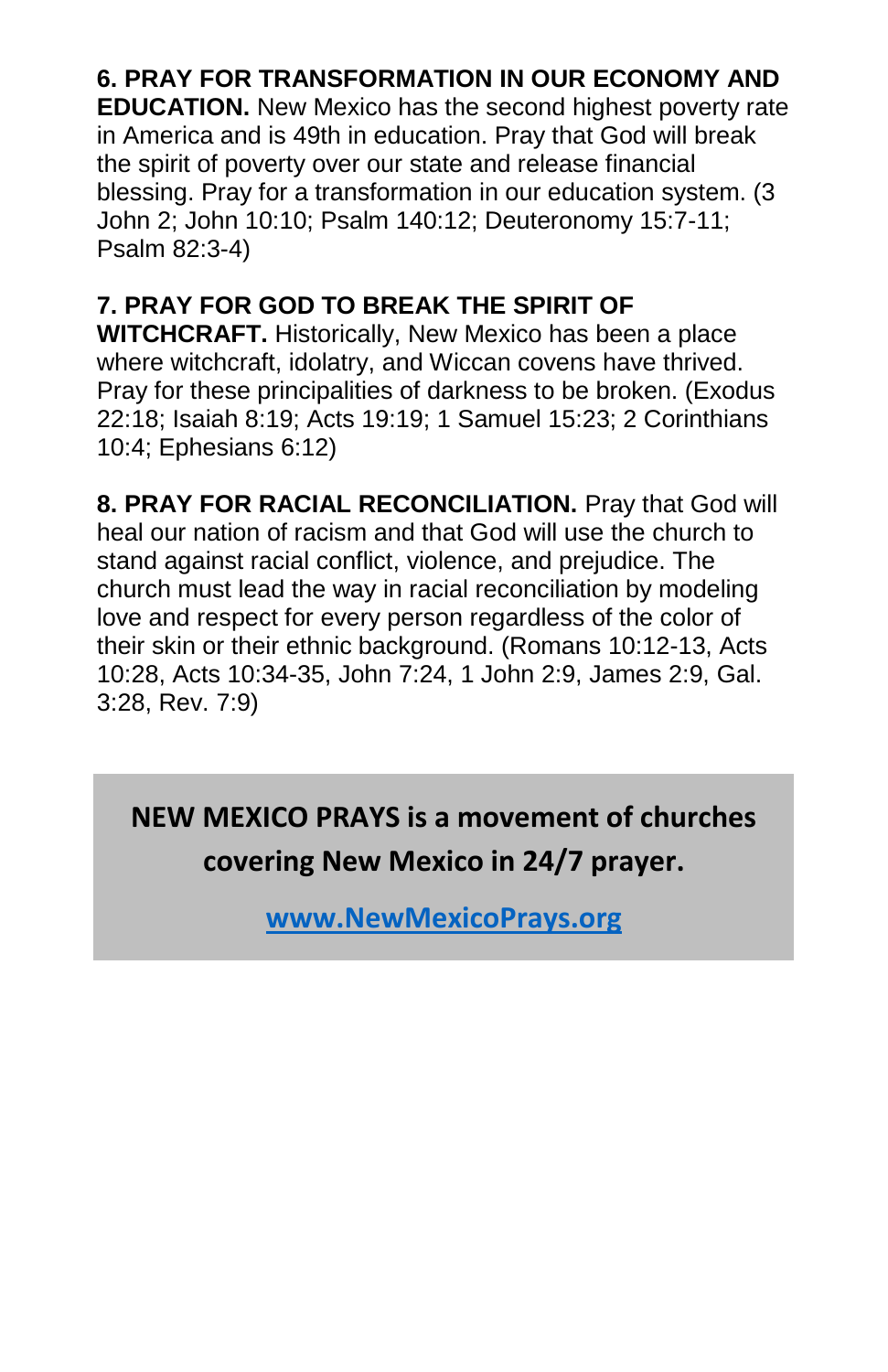**6. PRAY FOR TRANSFORMATION IN OUR ECONOMY AND EDUCATION.** New Mexico has the second highest poverty rate in America and is 49th in education. Pray that God will break the spirit of poverty over our state and release financial blessing. Pray for a transformation in our education system. (3 John 2; John 10:10; Psalm 140:12; Deuteronomy 15:7-11; Psalm 82:3-4)

**7. PRAY FOR GOD TO BREAK THE SPIRIT OF WITCHCRAFT.** Historically, New Mexico has been a place where witchcraft, idolatry, and Wiccan covens have thrived. Pray for these principalities of darkness to be broken. (Exodus 22:18; Isaiah 8:19; Acts 19:19; 1 Samuel 15:23; 2 Corinthians 10:4; Ephesians 6:12)

**8. PRAY FOR RACIAL RECONCILIATION.** Pray that God will heal our nation of racism and that God will use the church to stand against racial conflict, violence, and prejudice. The church must lead the way in racial reconciliation by modeling love and respect for every person regardless of the color of their skin or their ethnic background. (Romans 10:12-13, Acts 10:28, Acts 10:34-35, John 7:24, 1 John 2:9, James 2:9, Gal. 3:28, Rev. 7:9)

**NEW MEXICO PRAYS is a movement of churches covering New Mexico in 24/7 prayer.**

**[www.NewMexicoPrays.org](http://www.NewMexicoPrays.org)**